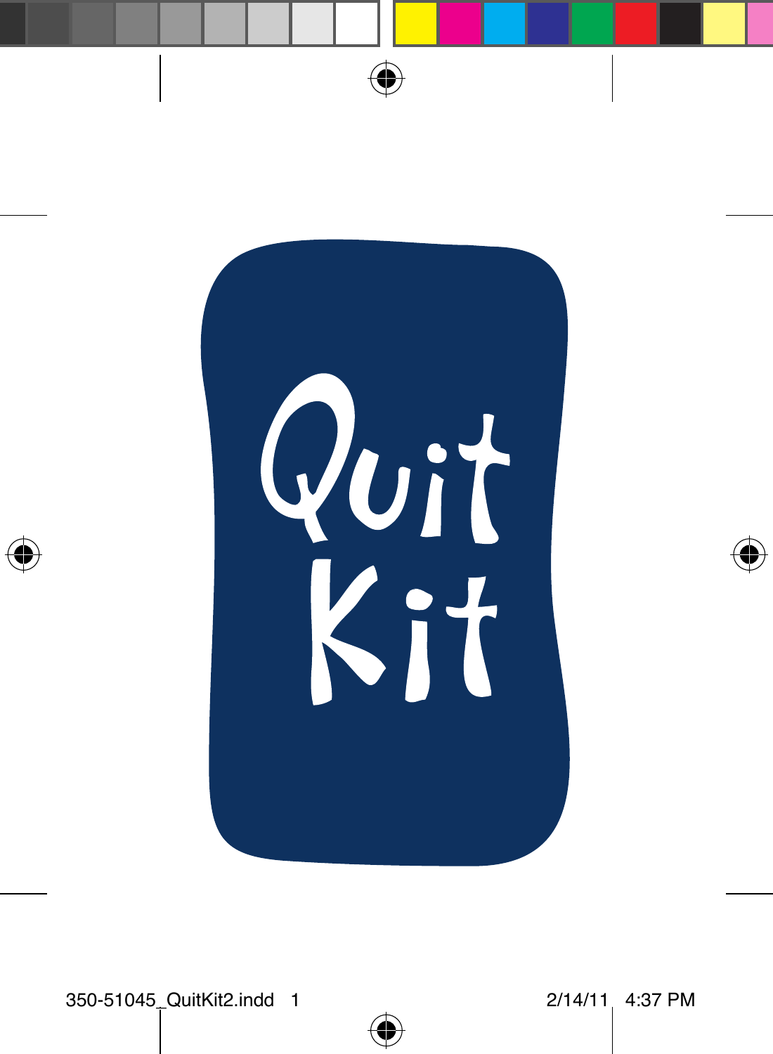# Quit Kit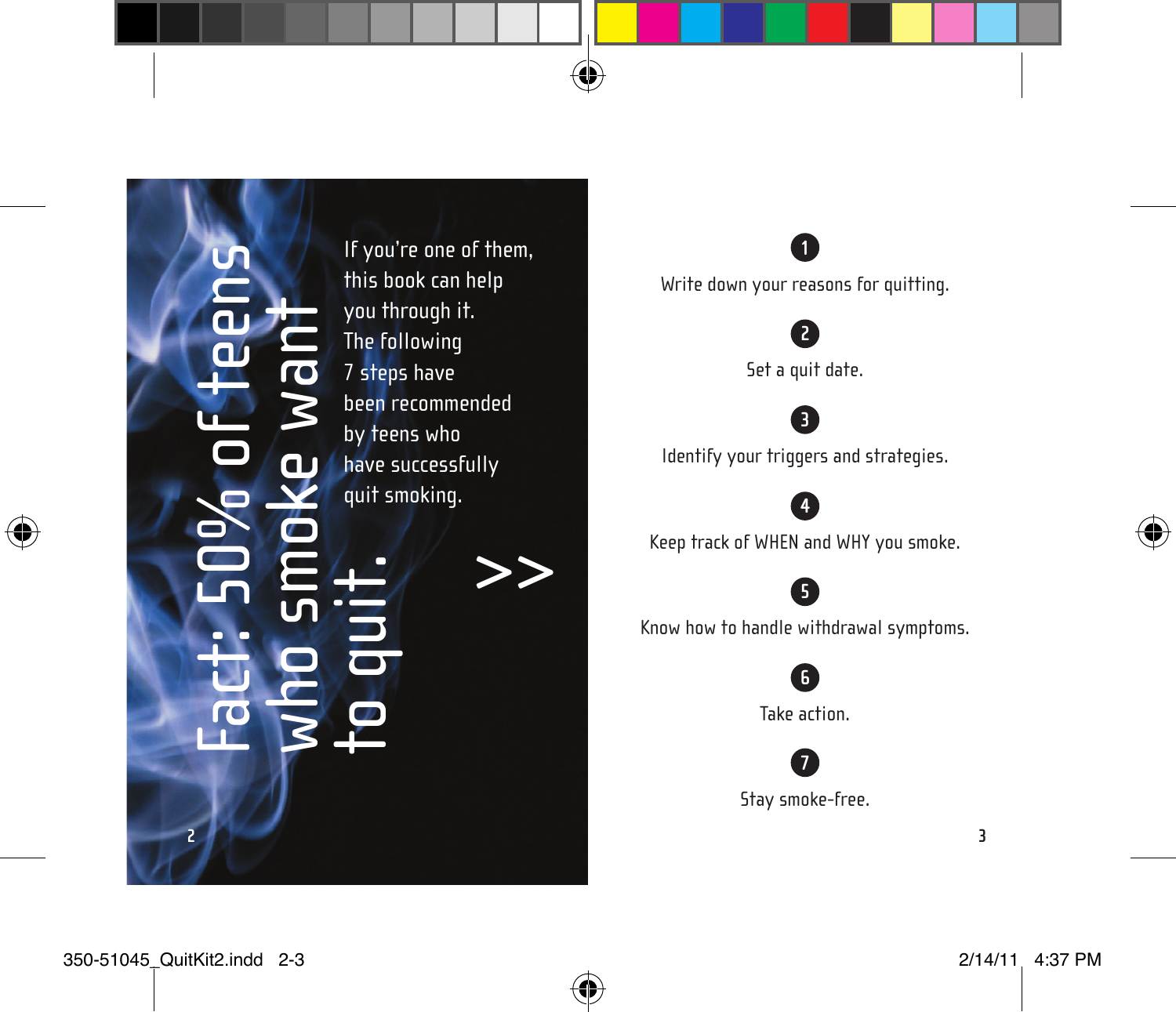# Fact: 50% of teens who smoke want to quit.

If you're one of them, this book can help you through it. The following 7 steps have been recommended by teens who have successfully quit smoking.

>>

1. Write down your reasons for quitting.
2. Set a quit date.
3. Identify your triggers and strategies.
4. Keep track of WHEN and WHY you smoke.
5. Know how to handle withdrawal symptoms.
6. Take action.
7. Stay smoke-free.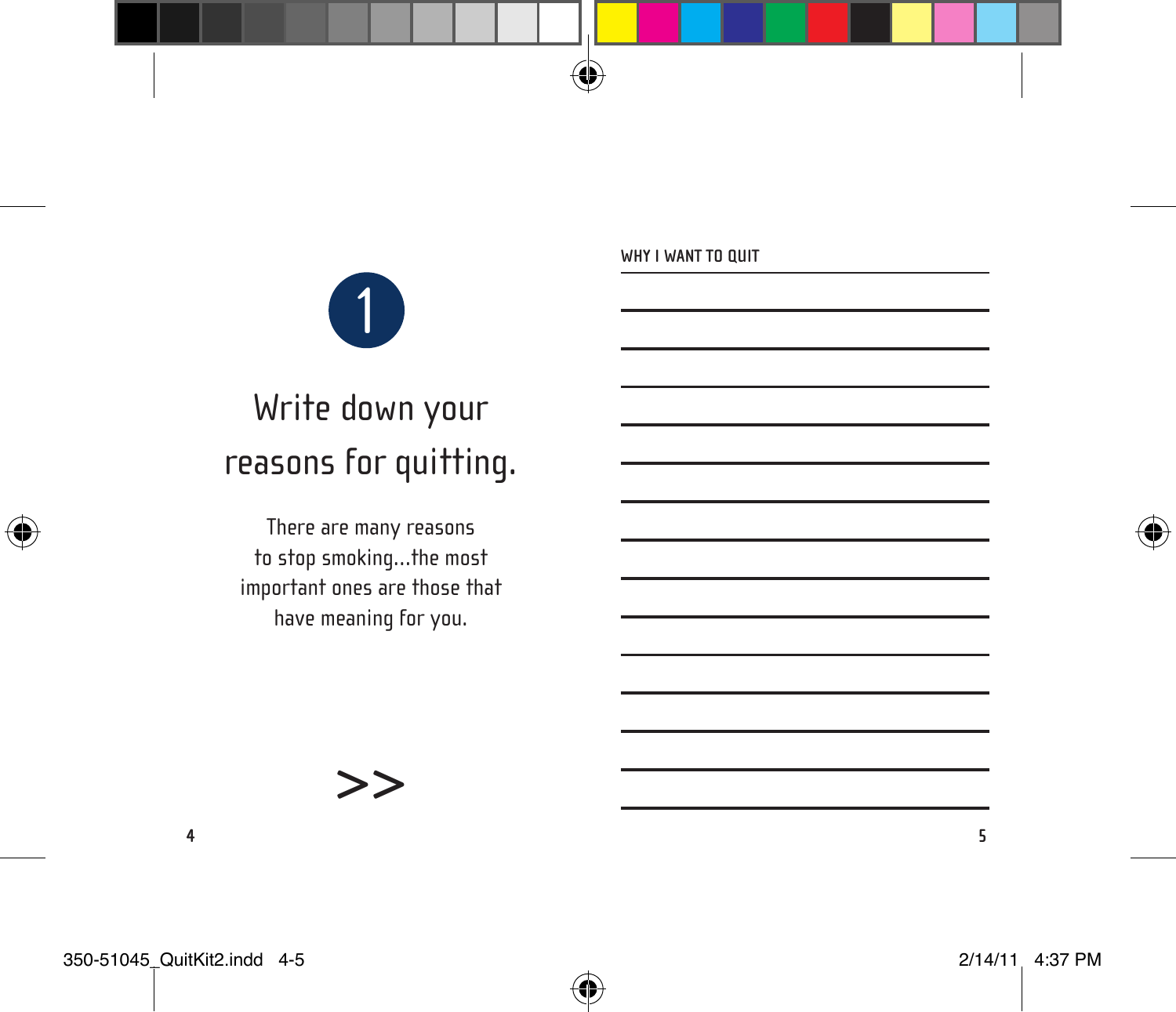## 1

# Write down your reasons for quitting.

There are many reasons to stop smoking...the most important ones are those that have meaning for you.

>>

### WHY I WANT TO QUIT

______________________________

______________________________

______________________________

______________________________

______________________________

______________________________

______________________________

______________________________

______________________________

______________________________

______________________________

______________________________

______________________________

______________________________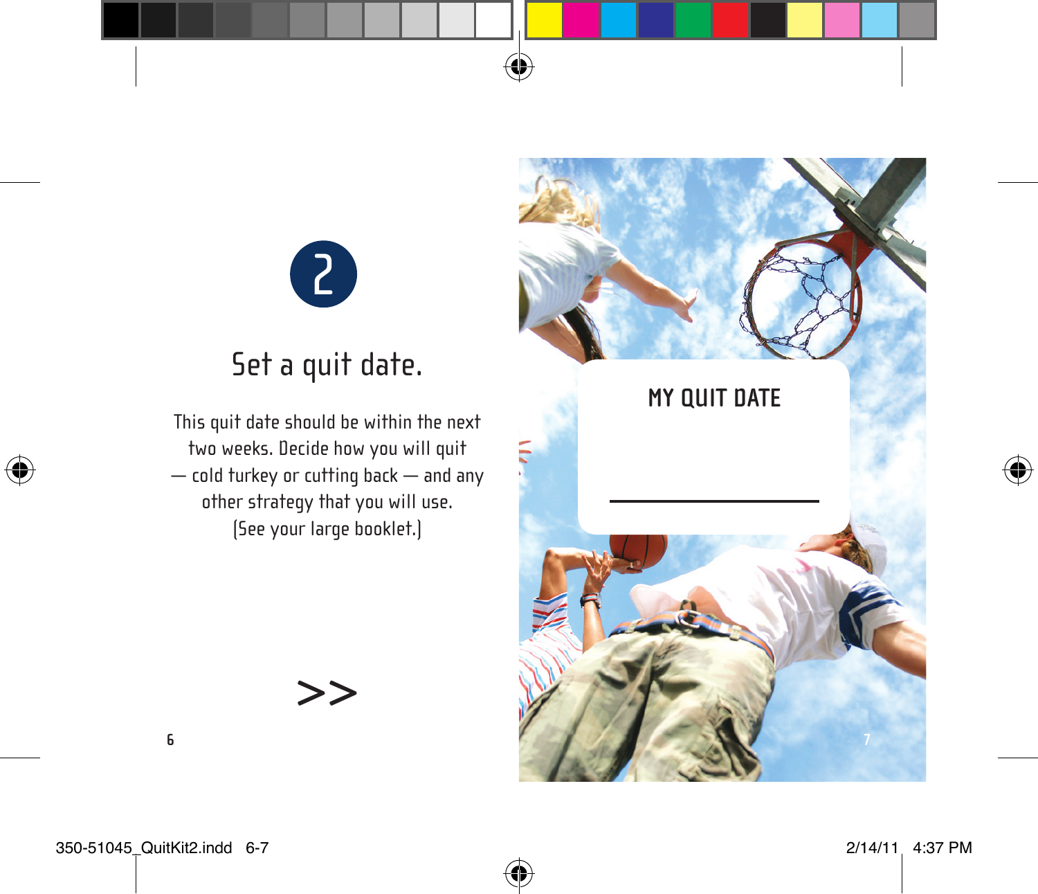2

## Set a quit date.

This quit date should be within the next two weeks. Decide how you will quit — cold turkey or cutting back — and any other strategy that you will use. (See your large booklet.)

>>

**MY QUIT DATE**

______________________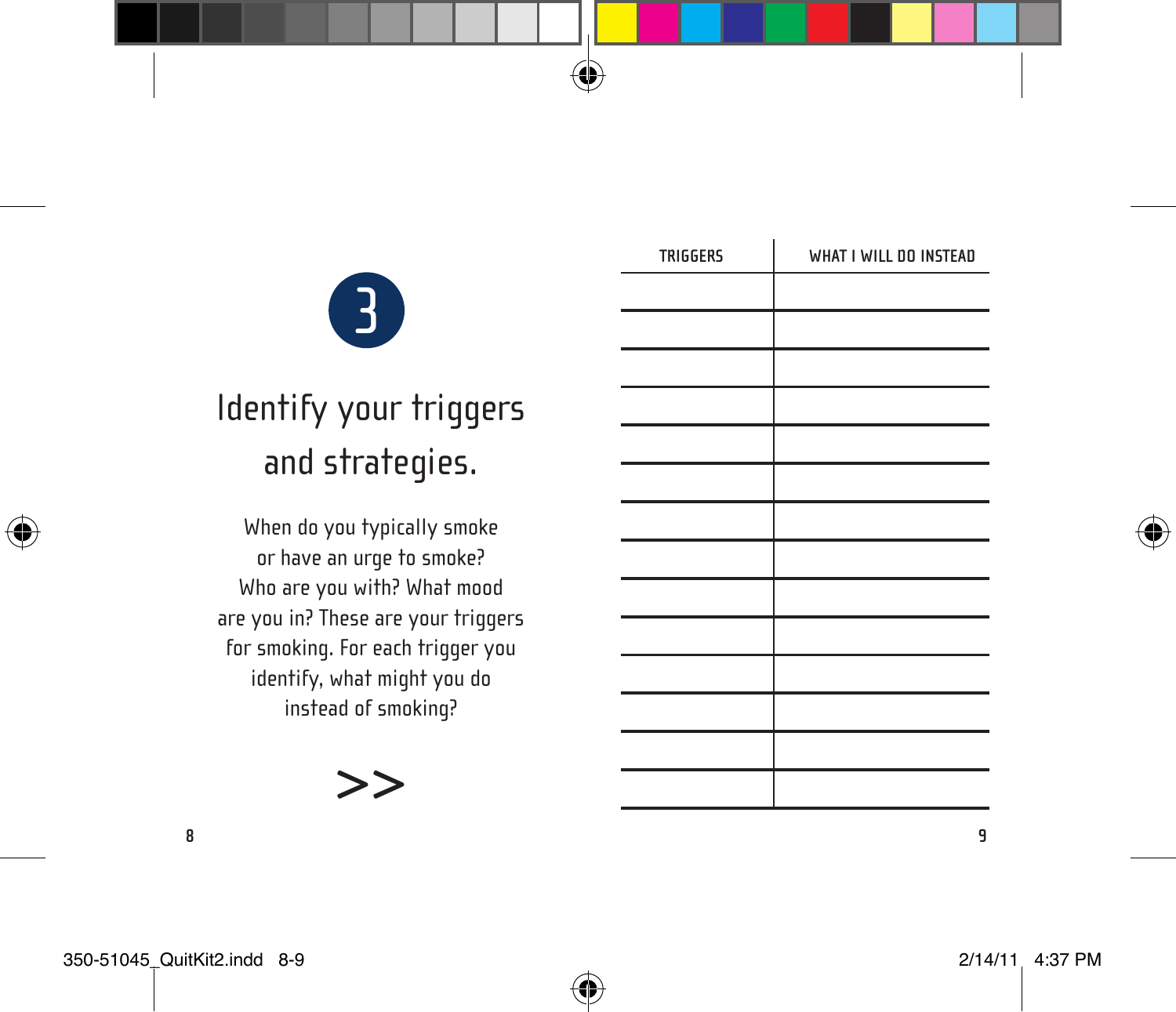## 3

# Identify your triggers and strategies.

When do you typically smoke or have an urge to smoke? Who are you with? What mood are you in? These are your triggers for smoking. For each trigger you identify, what might you do instead of smoking?

>>

| TRIGGERS | WHAT I WILL DO INSTEAD |
|---|---|
| | |
| | |
| | |
| | |
| | |
| | |
| | |
| | |
| | |
| | |
| | |
| | |
| | |
| | |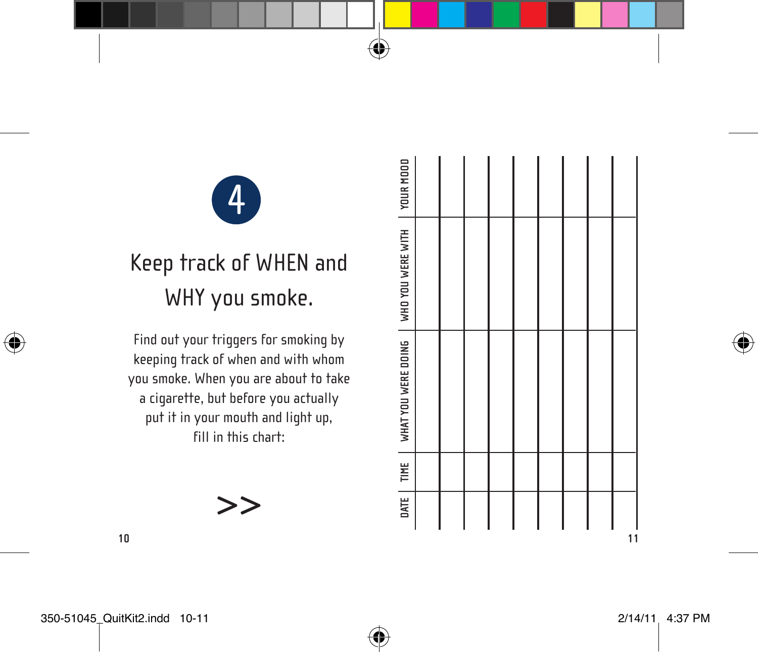## 4

# Keep track of WHEN and WHY you smoke.

Find out your triggers for smoking by keeping track of when and with whom you smoke. When you are about to take a cigarette, but before you actually put it in your mouth and light up, fill in this chart:

>>

| DATE | TIME | WHAT YOU WERE DOING | WHO YOU WERE WITH | YOUR MOOD |
|---|---|---|---|---|
| | | | | |
| | | | | |
| | | | | |
| | | | | |
| | | | | |
| | | | | |
| | | | | |
| | | | | |
| | | | | |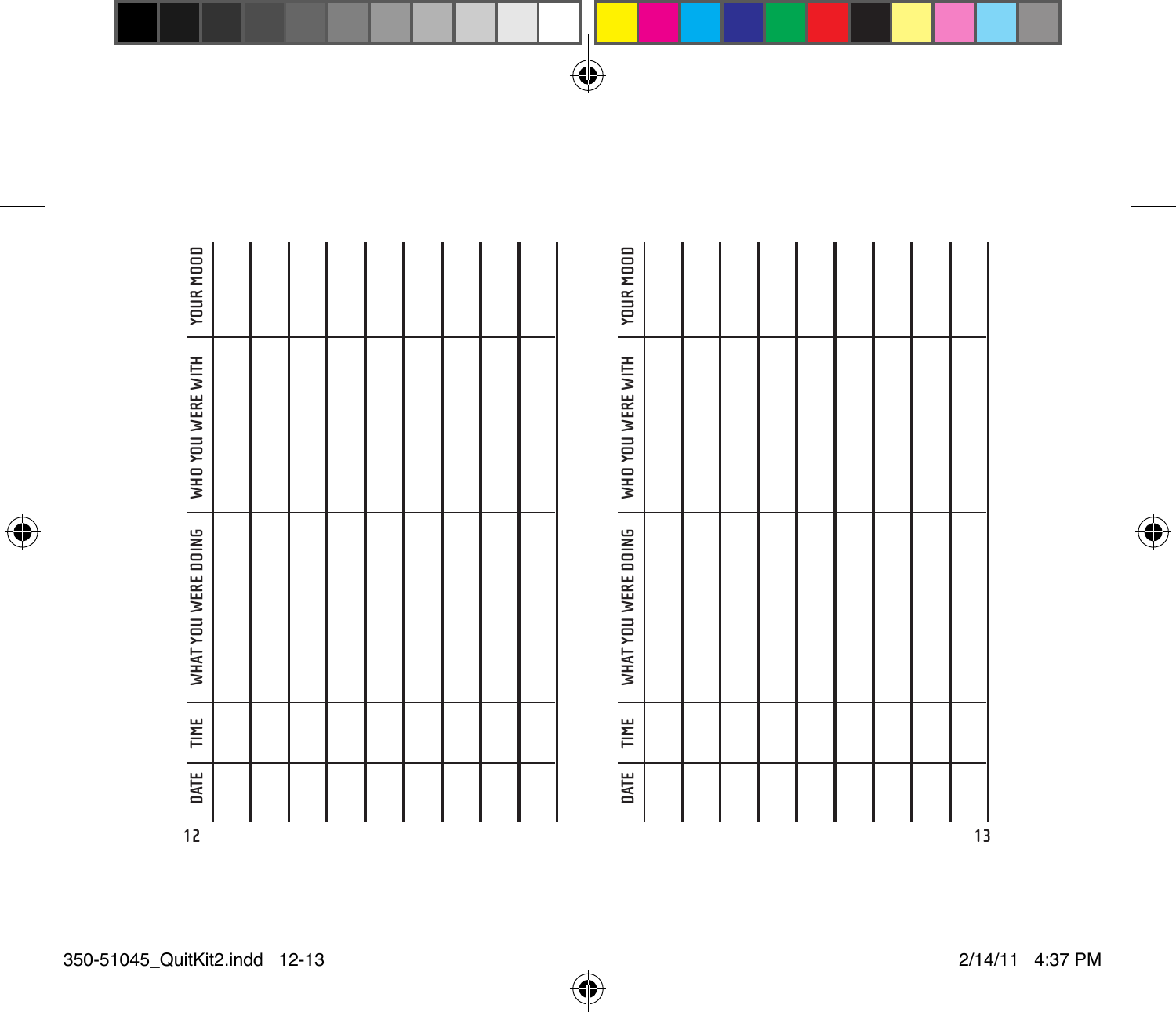| DATE | TIME | WHAT YOU WERE DOING | WHO YOU WERE WITH | YOUR MOOD |
| --- | --- | --- | --- | --- |
| | | | | |
| | | | | |
| | | | | |
| | | | | |
| | | | | |
| | | | | |
| | | | | |
| | | | | |
| | | | | |

| DATE | TIME | WHAT YOU WERE DOING | WHO YOU WERE WITH | YOUR MOOD |
| --- | --- | --- | --- | --- |
| | | | | |
| | | | | |
| | | | | |
| | | | | |
| | | | | |
| | | | | |
| | | | | |
| | | | | |
| | | | | |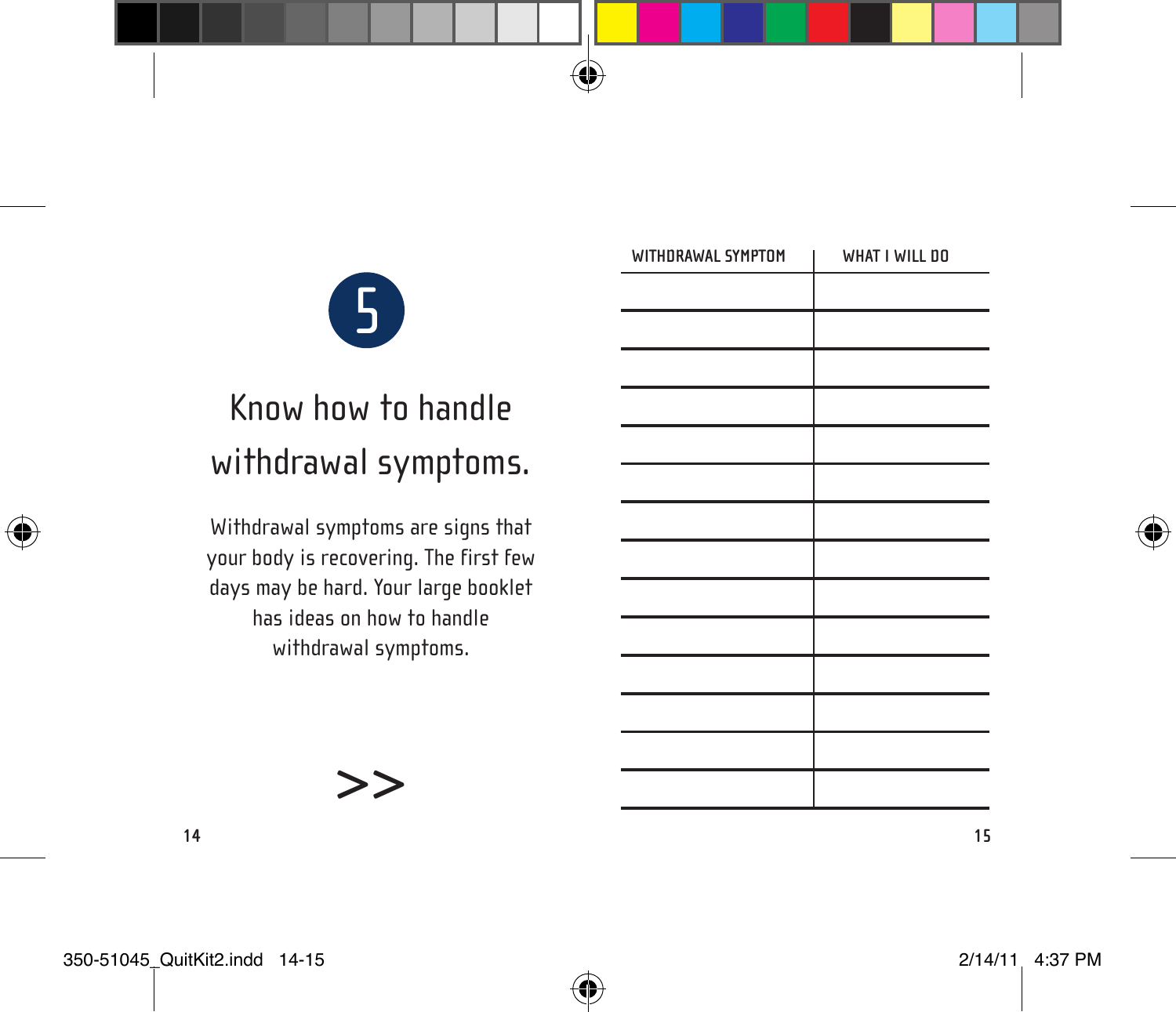5

# Know how to handle withdrawal symptoms.

Withdrawal symptoms are signs that your body is recovering. The first few days may be hard. Your large booklet has ideas on how to handle withdrawal symptoms.

>>

| WITHDRAWAL SYMPTOM | WHAT I WILL DO |
|---|---|
| | |
| | |
| | |
| | |
| | |
| | |
| | |
| | |
| | |
| | |
| | |
| | |
| | |
| | |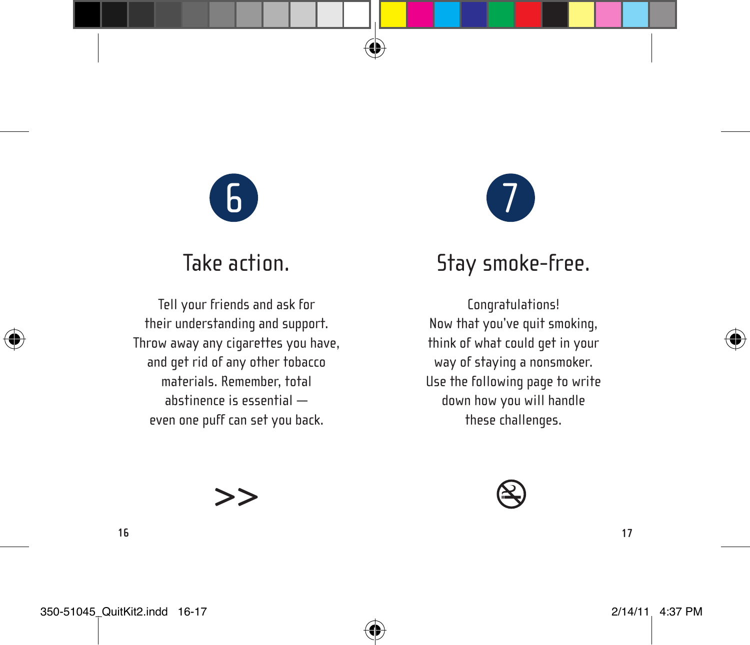## 6

## Take action.

Tell your friends and ask for their understanding and support. Throw away any cigarettes you have, and get rid of any other tobacco materials. Remember, total abstinence is essential — even one puff can set you back.

>>

## 7

## Stay smoke-free.

Congratulations! Now that you've quit smoking, think of what could get in your way of staying a nonsmoker. Use the following page to write down how you will handle these challenges.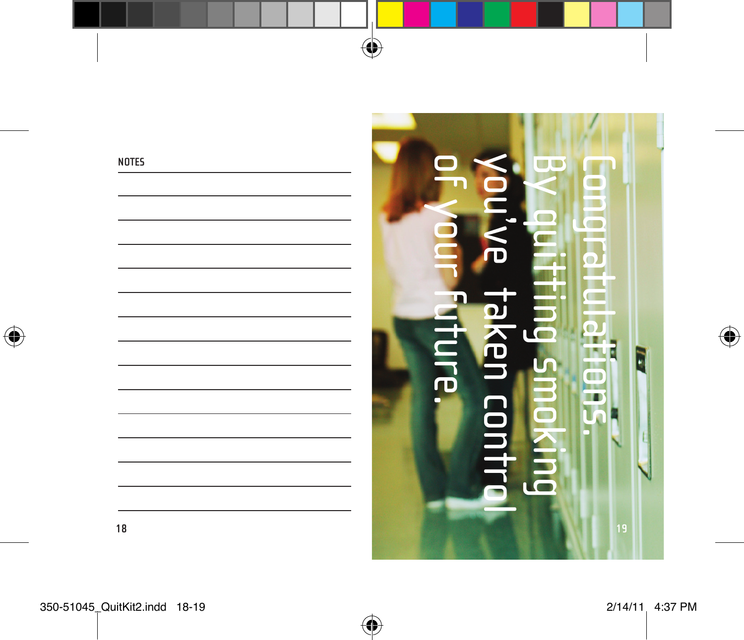NOTES

Congratulations. By quitting smoking you've taken control of your future.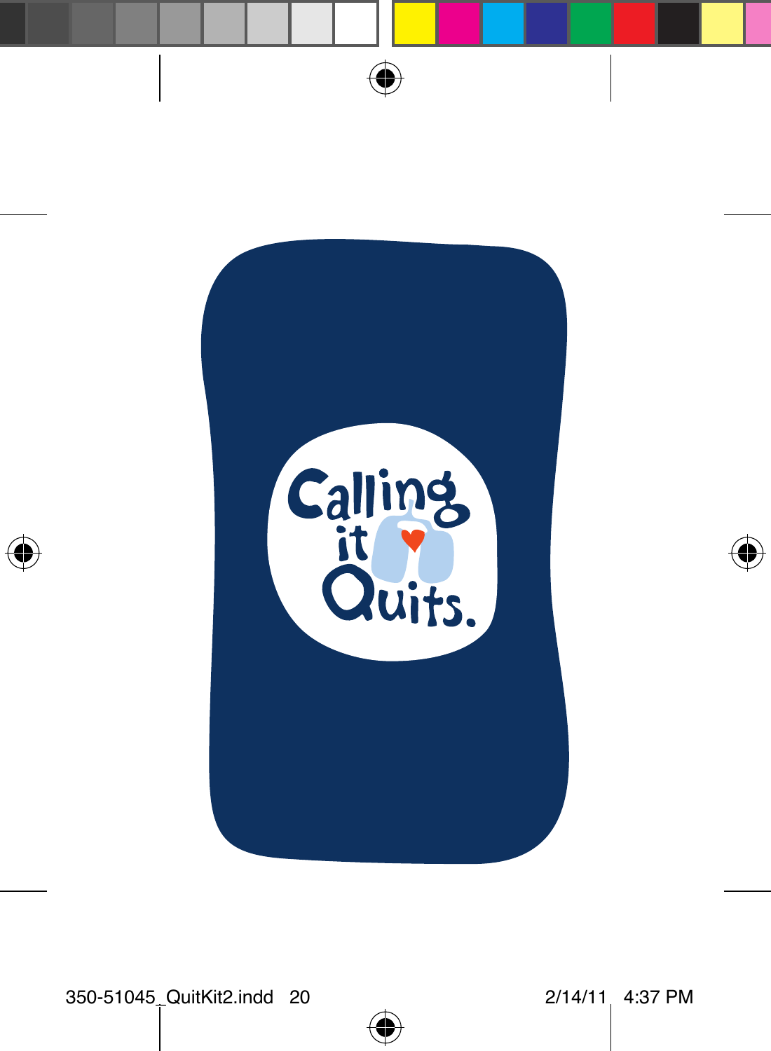Calling it Quits.